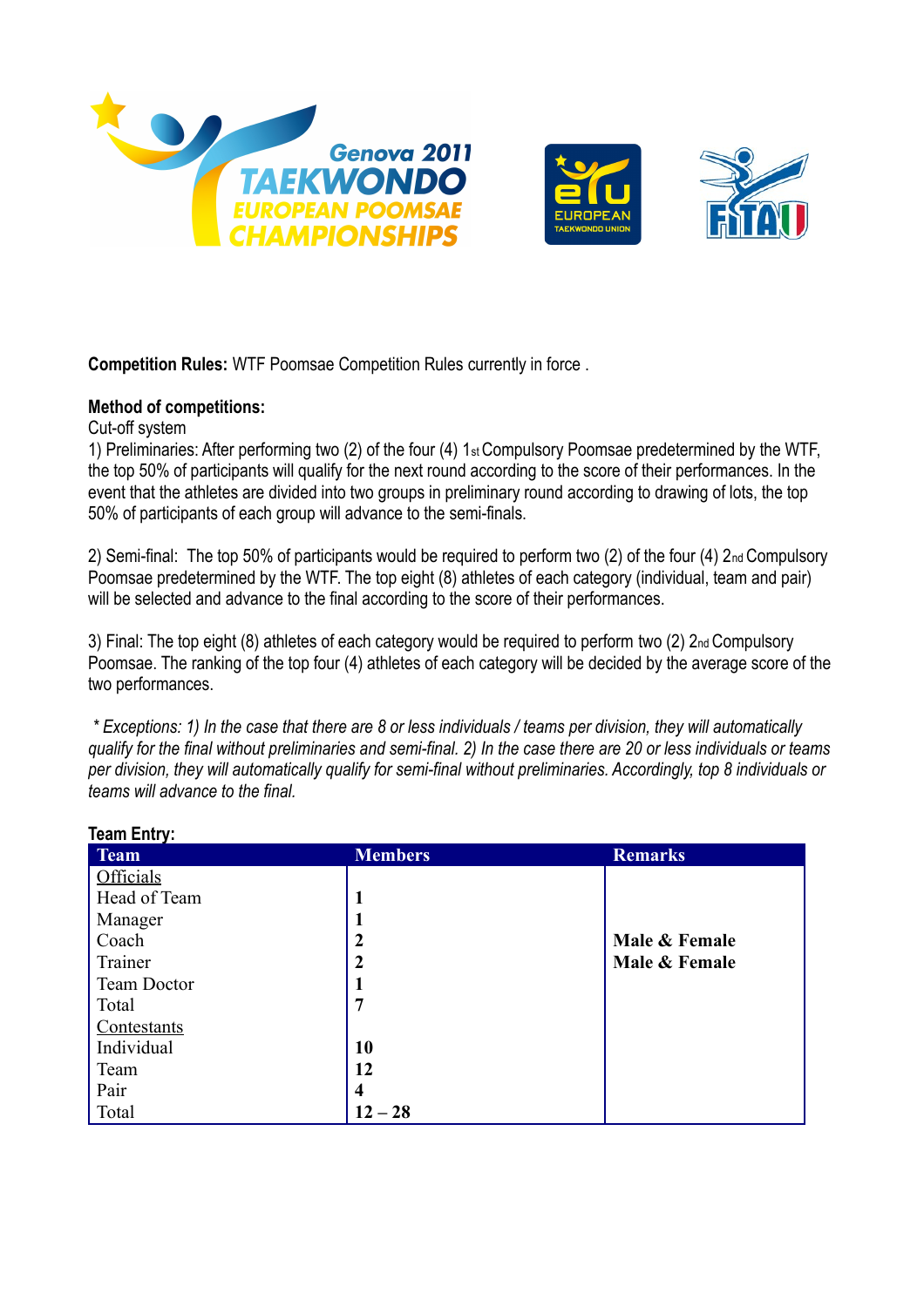# Genova 2011 TAEKWONDO EUROPEAN POOMSAE CHAMPIONSHIPS

EUROPEAN TAEKWONDO UNION

FITA

**Competition Rules:** WTF Poomsae Competition Rules currently in force .

**Method of competitions:**

Cut-off system

1) Preliminaries: After performing two (2) of the four (4) 1st Compulsory Poomsae predetermined by the WTF, the top 50% of participants will qualify for the next round according to the score of their performances. In the event that the athletes are divided into two groups in preliminary round according to drawing of lots, the top 50% of participants of each group will advance to the semi-finals.

2) Semi-final: The top 50% of participants would be required to perform two (2) of the four (4) 2nd Compulsory Poomsae predetermined by the WTF. The top eight (8) athletes of each category (individual, team and pair) will be selected and advance to the final according to the score of their performances.

3) Final: The top eight (8) athletes of each category would be required to perform two (2) 2nd Compulsory Poomsae. The ranking of the top four (4) athletes of each category will be decided by the average score of the two performances.

*\* Exceptions: 1) In the case that there are 8 or less individuals / teams per division, they will automatically qualify for the final without preliminaries and semi-final. 2) In the case there are 20 or less individuals or teams per division, they will automatically qualify for semi-final without preliminaries. Accordingly, top 8 individuals or teams will advance to the final.*

**Team Entry:**

| Team | Members | Remarks |
|---|---|---|
| Officials | | |
| Head of Team | **1** | |
| Manager | **1** | |
| Coach | **2** | **Male & Female** |
| Trainer | **2** | **Male & Female** |
| Team Doctor | **1** | |
| Total | **7** | |
| Contestants | | |
| Individual | **10** | |
| Team | **12** | |
| Pair | **4** | |
| Total | **12 – 28** | |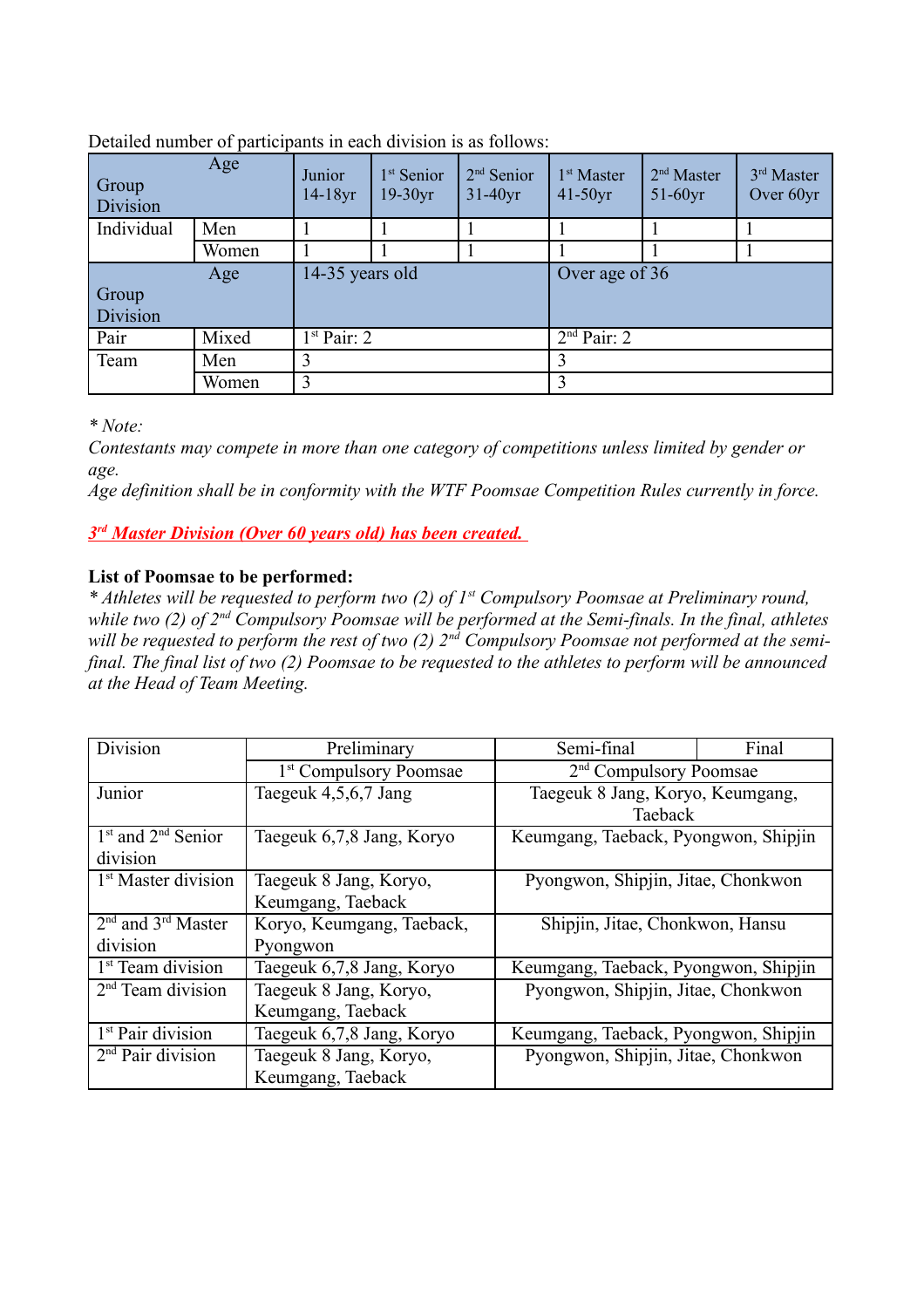Detailed number of participants in each division is as follows:

| Group Division | Age | Junior 14-18yr | 1st Senior 19-30yr | 2nd Senior 31-40yr | 1st Master 41-50yr | 2nd Master 51-60yr | 3rd Master Over 60yr |
|---|---|---|---|---|---|---|---|
| Individual | Men | 1 | 1 | 1 | 1 | 1 | 1 |
| | Women | 1 | 1 | 1 | 1 | 1 | 1 |
| **Group Division** | **Age** | **14-35 years old** | | | **Over age of 36** | | |
| Pair | Mixed | 1st Pair: 2 | | | 2nd Pair: 2 | | |
| Team | Men | 3 | | | 3 | | |
| | Women | 3 | | | 3 | | |

*\* Note:*
*Contestants may compete in more than one category of competitions unless limited by gender or age.*
*Age definition shall be in conformity with the WTF Poomsae Competition Rules currently in force.*

***3rd Master Division (Over 60 years old) has been created.***

**List of Poomsae to be performed:**

*\* Athletes will be requested to perform two (2) of 1st Compulsory Poomsae at Preliminary round, while two (2) of 2nd Compulsory Poomsae will be performed at the Semi-finals. In the final, athletes will be requested to perform the rest of two (2) 2nd Compulsory Poomsae not performed at the semi-final. The final list of two (2) Poomsae to be requested to the athletes to perform will be announced at the Head of Team Meeting.*

| Division | Preliminary | Semi-final | Final |
|---|---|---|---|
| | 1st Compulsory Poomsae | 2nd Compulsory Poomsae | |
| Junior | Taegeuk 4,5,6,7 Jang | Taegeuk 8 Jang, Koryo, Keumgang, Taeback | |
| 1st and 2nd Senior division | Taegeuk 6,7,8 Jang, Koryo | Keumgang, Taeback, Pyongwon, Shipjin | |
| 1st Master division | Taegeuk 8 Jang, Koryo, Keumgang, Taeback | Pyongwon, Shipjin, Jitae, Chonkwon | |
| 2nd and 3rd Master division | Koryo, Keumgang, Taeback, Pyongwon | Shipjin, Jitae, Chonkwon, Hansu | |
| 1st Team division | Taegeuk 6,7,8 Jang, Koryo | Keumgang, Taeback, Pyongwon, Shipjin | |
| 2nd Team division | Taegeuk 8 Jang, Koryo, Keumgang, Taeback | Pyongwon, Shipjin, Jitae, Chonkwon | |
| 1st Pair division | Taegeuk 6,7,8 Jang, Koryo | Keumgang, Taeback, Pyongwon, Shipjin | |
| 2nd Pair division | Taegeuk 8 Jang, Koryo, Keumgang, Taeback | Pyongwon, Shipjin, Jitae, Chonkwon | |